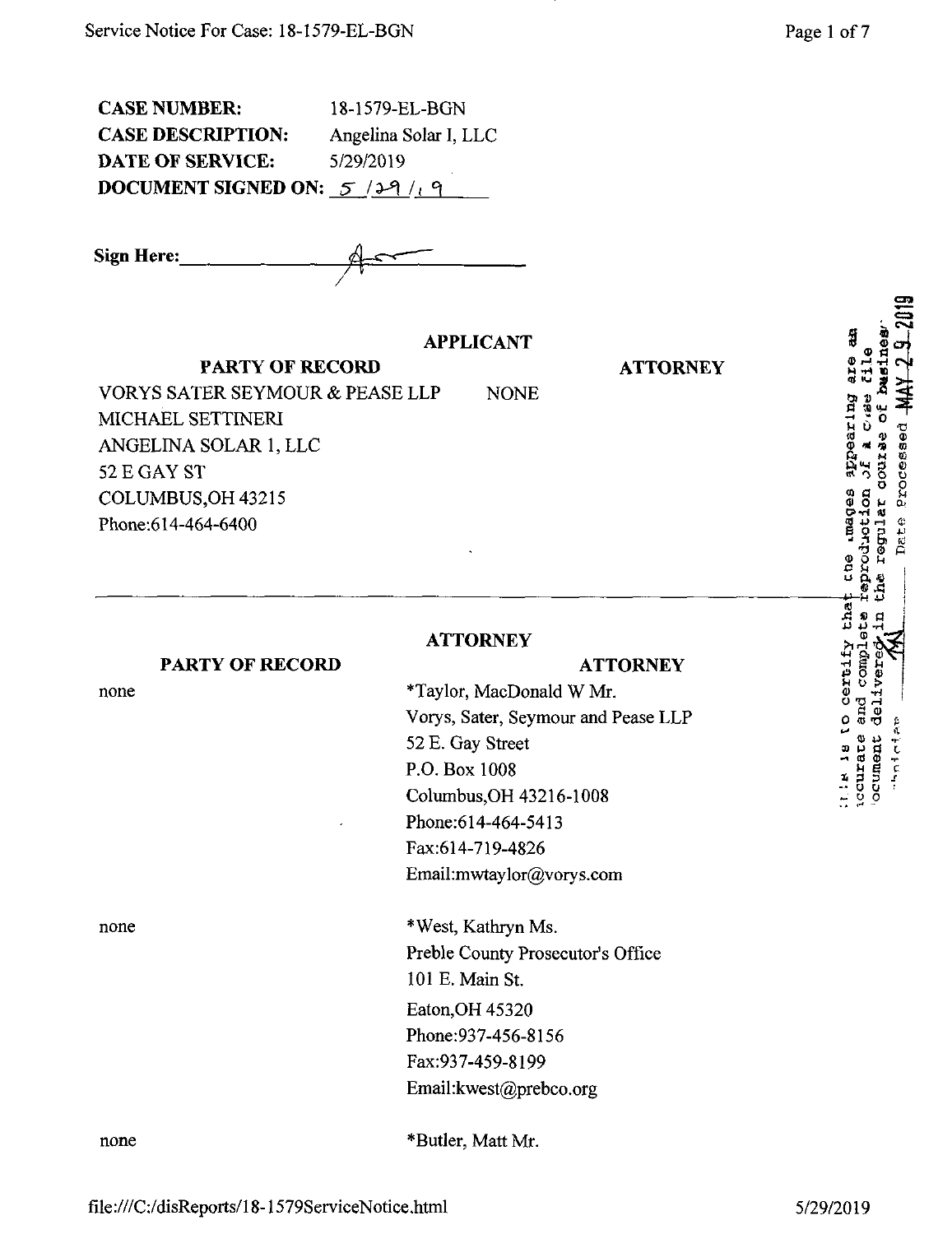**CASE NUMBER:** 18-1579-EL-BGN
**CASE DESCRIPTION:** Angelina Solar I, LLC
**DATE OF SERVICE:** 5/29/2019
**DOCUMENT SIGNED ON:** 5/29/19

**Sign Here:** ______________

This is to certify that the images appearing are an accurate and complete reproduction of a case file document delivered in the regular course of business. Technician ______ Date Processed MAY 29 2019

**APPLICANT**

| PARTY OF RECORD | ATTORNEY |
| --- | --- |
| VORYS SATER SEYMOUR & PEASE LLP<br>MICHAEL SETTINERI<br>ANGELINA SOLAR 1, LLC<br>52 E GAY ST<br>COLUMBUS,OH 43215<br>Phone:614-464-6400 | NONE |

**ATTORNEY**

| PARTY OF RECORD | ATTORNEY |
| --- | --- |
| none | *Taylor, MacDonald W Mr.<br>Vorys, Sater, Seymour and Pease LLP<br>52 E. Gay Street<br>P.O. Box 1008<br>Columbus,OH 43216-1008<br>Phone:614-464-5413<br>Fax:614-719-4826<br>Email:mwtaylor@vorys.com |
| none | *West, Kathryn Ms.<br>Preble County Prosecutor's Office<br>101 E. Main St.<br>Eaton,OH 45320<br>Phone:937-456-8156<br>Fax:937-459-8199<br>Email:kwest@prebco.org |
| none | *Butler, Matt Mr. |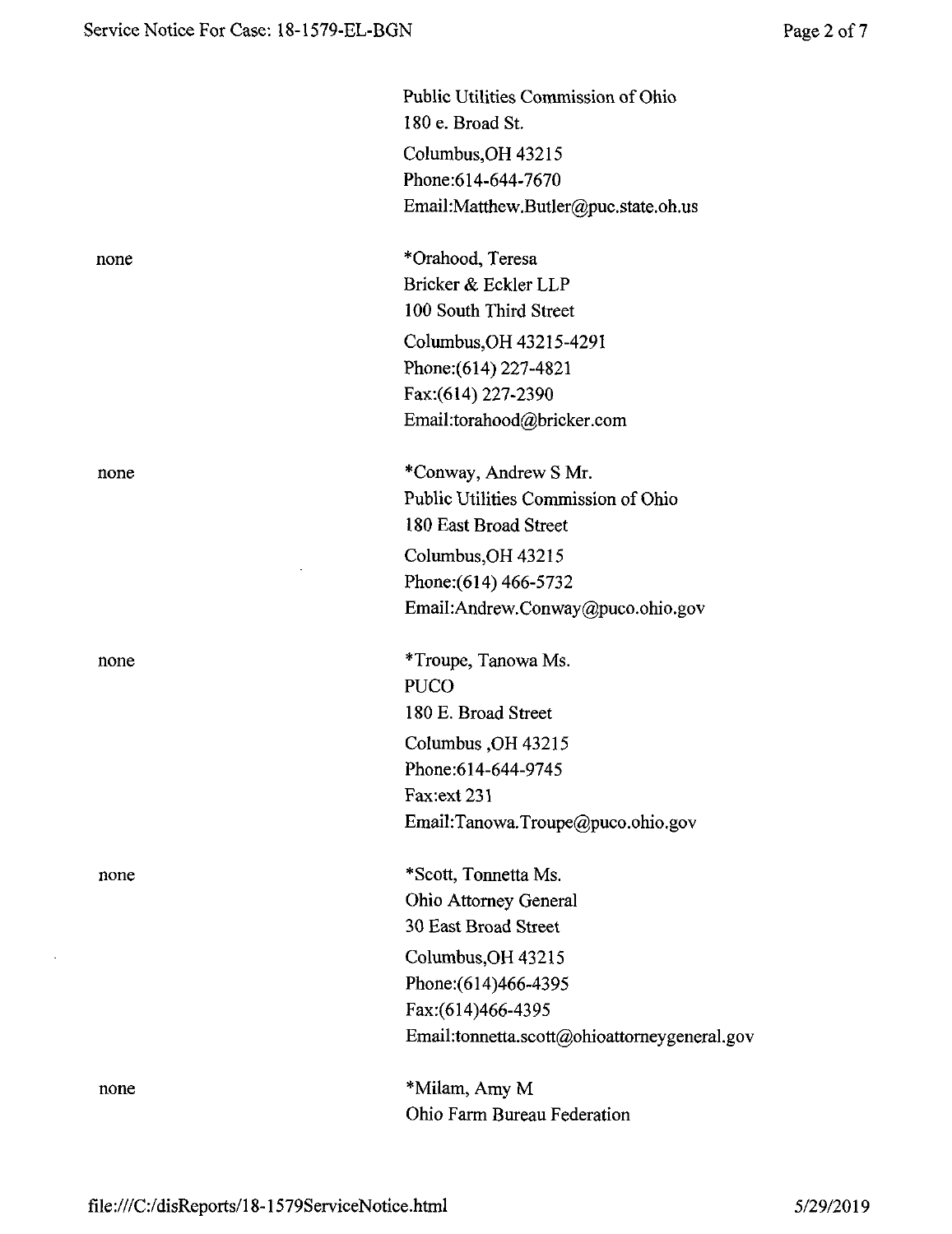| | |
|---|---|
| | Public Utilities Commission of Ohio<br>180 e. Broad St.<br>Columbus,OH 43215<br>Phone:614-644-7670<br>Email:Matthew.Butler@puc.state.oh.us |
| none | *Orahood, Teresa<br>Bricker & Eckler LLP<br>100 South Third Street<br>Columbus,OH 43215-4291<br>Phone:(614) 227-4821<br>Fax:(614) 227-2390<br>Email:torahood@bricker.com |
| none | *Conway, Andrew S Mr.<br>Public Utilities Commission of Ohio<br>180 East Broad Street<br>Columbus,OH 43215<br>Phone:(614) 466-5732<br>Email:Andrew.Conway@puco.ohio.gov |
| none | *Troupe, Tanowa Ms.<br>PUCO<br>180 E. Broad Street<br>Columbus ,OH 43215<br>Phone:614-644-9745<br>Fax:ext 231<br>Email:Tanowa.Troupe@puco.ohio.gov |
| none | *Scott, Tonnetta Ms.<br>Ohio Attorney General<br>30 East Broad Street<br>Columbus,OH 43215<br>Phone:(614)466-4395<br>Fax:(614)466-4395<br>Email:tonnetta.scott@ohioattorneygeneral.gov |
| none | *Milam, Amy M<br>Ohio Farm Bureau Federation |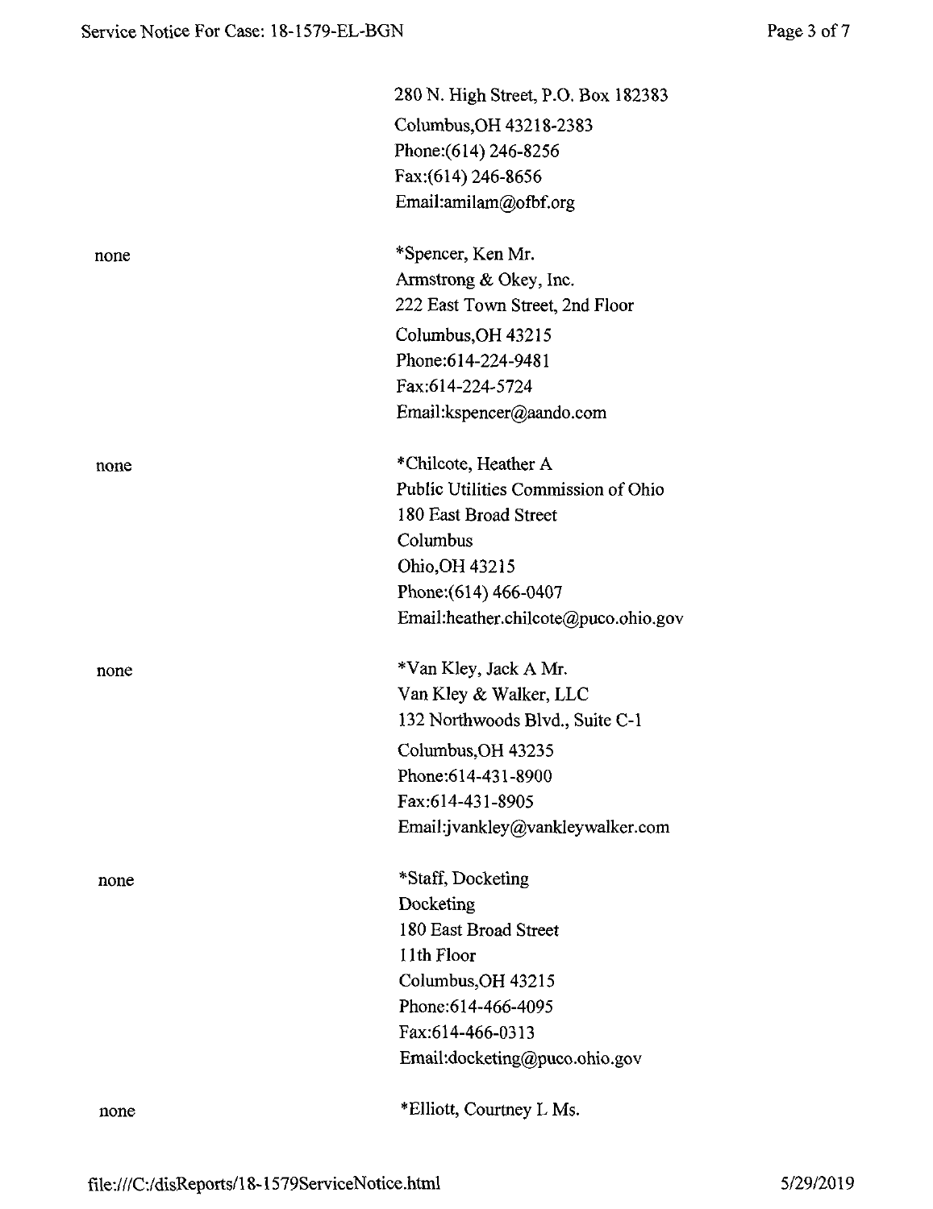280 N. High Street, P.O. Box 182383
Columbus,OH 43218-2383
Phone:(614) 246-8256
Fax:(614) 246-8656
Email:amilam@ofbf.org

| | |
|---|---|
| none | *Spencer, Ken Mr.<br>Armstrong & Okey, Inc.<br>222 East Town Street, 2nd Floor<br>Columbus,OH 43215<br>Phone:614-224-9481<br>Fax:614-224-5724<br>Email:kspencer@aando.com |
| none | *Chilcote, Heather A<br>Public Utilities Commission of Ohio<br>180 East Broad Street<br>Columbus<br>Ohio,OH 43215<br>Phone:(614) 466-0407<br>Email:heather.chilcote@puco.ohio.gov |
| none | *Van Kley, Jack A Mr.<br>Van Kley & Walker, LLC<br>132 Northwoods Blvd., Suite C-1<br>Columbus,OH 43235<br>Phone:614-431-8900<br>Fax:614-431-8905<br>Email:jvankley@vankleywalker.com |
| none | *Staff, Docketing<br>Docketing<br>180 East Broad Street<br>11th Floor<br>Columbus,OH 43215<br>Phone:614-466-4095<br>Fax:614-466-0313<br>Email:docketing@puco.ohio.gov |
| none | *Elliott, Courtney L Ms. |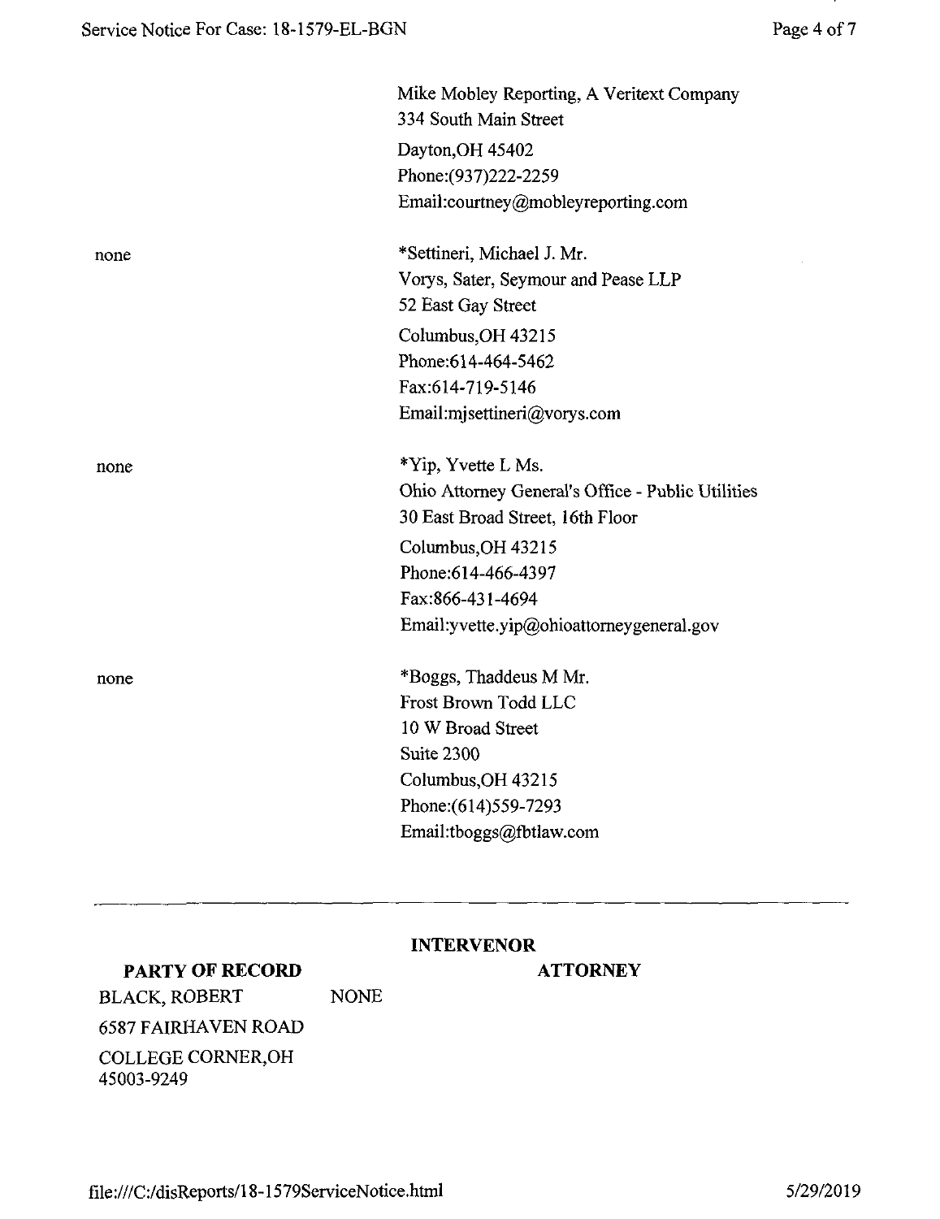| | |
|---|---|
| | Mike Mobley Reporting, A Veritext Company<br>334 South Main Street<br>Dayton,OH 45402<br>Phone:(937)222-2259<br>Email:courtney@mobleyreporting.com |
| none | *Settineri, Michael J. Mr.<br>Vorys, Sater, Seymour and Pease LLP<br>52 East Gay Street<br>Columbus,OH 43215<br>Phone:614-464-5462<br>Fax:614-719-5146<br>Email:mjsettineri@vorys.com |
| none | *Yip, Yvette L Ms.<br>Ohio Attorney General's Office - Public Utilities<br>30 East Broad Street, 16th Floor<br>Columbus,OH 43215<br>Phone:614-466-4397<br>Fax:866-431-4694<br>Email:yvette.yip@ohioattorneygeneral.gov |
| none | *Boggs, Thaddeus M Mr.<br>Frost Brown Todd LLC<br>10 W Broad Street<br>Suite 2300<br>Columbus,OH 43215<br>Phone:(614)559-7293<br>Email:tboggs@fbtlaw.com |

---

**INTERVENOR**

| PARTY OF RECORD | ATTORNEY |
|---|---|
| BLACK, ROBERT<br>6587 FAIRHAVEN ROAD<br>COLLEGE CORNER,OH 45003-9249 | NONE |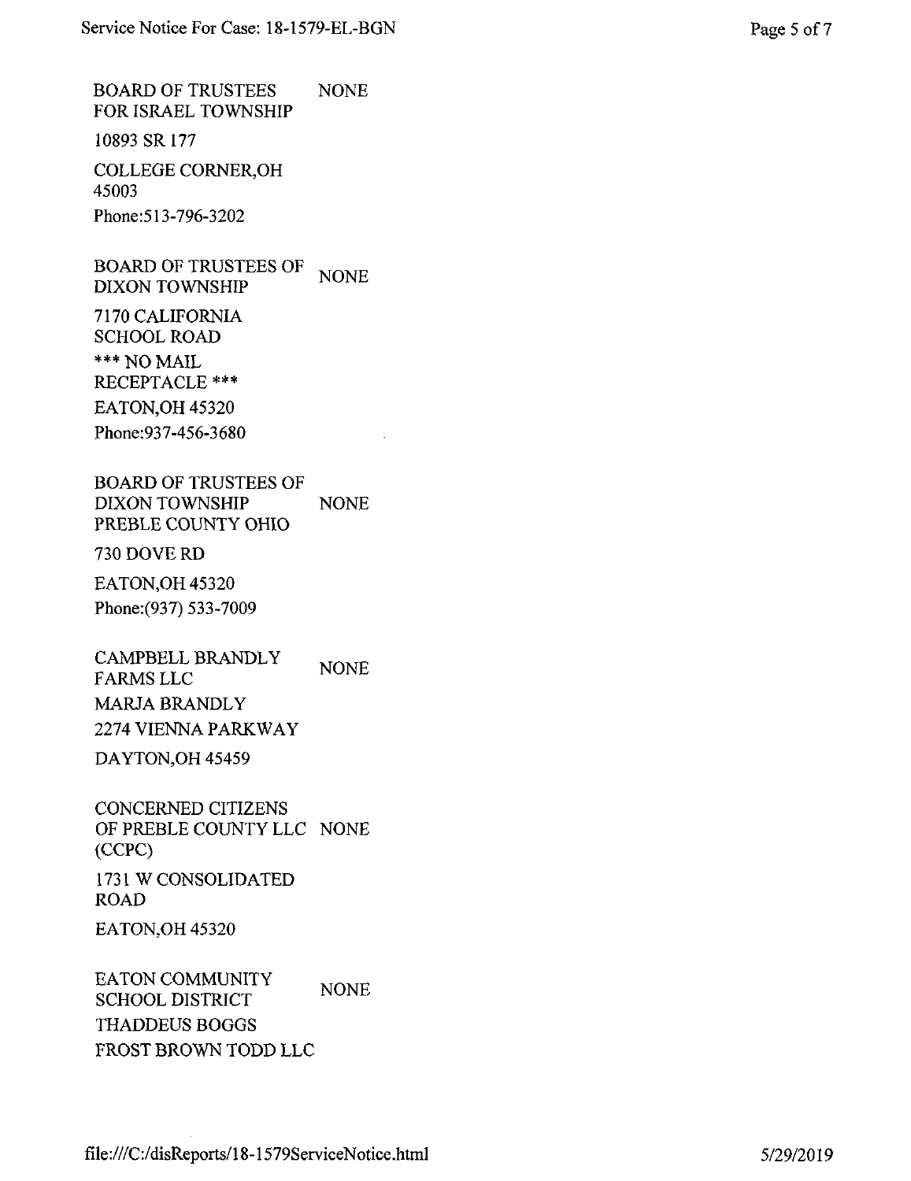| | |
|---|---|
| BOARD OF TRUSTEES FOR ISRAEL TOWNSHIP<br>10893 SR 177<br>COLLEGE CORNER,OH 45003<br>Phone:513-796-3202 | NONE |
| BOARD OF TRUSTEES OF DIXON TOWNSHIP<br>7170 CALIFORNIA SCHOOL ROAD<br>*** NO MAIL RECEPTACLE ***<br>EATON,OH 45320<br>Phone:937-456-3680 | NONE |
| BOARD OF TRUSTEES OF DIXON TOWNSHIP PREBLE COUNTY OHIO<br>730 DOVE RD<br>EATON,OH 45320<br>Phone:(937) 533-7009 | NONE |
| CAMPBELL BRANDLY FARMS LLC<br>MARJA BRANDLY<br>2274 VIENNA PARKWAY<br>DAYTON,OH 45459 | NONE |
| CONCERNED CITIZENS OF PREBLE COUNTY LLC (CCPC)<br>1731 W CONSOLIDATED ROAD<br>EATON,OH 45320 | NONE |
| EATON COMMUNITY SCHOOL DISTRICT<br>THADDEUS BOGGS<br>FROST BROWN TODD LLC | NONE |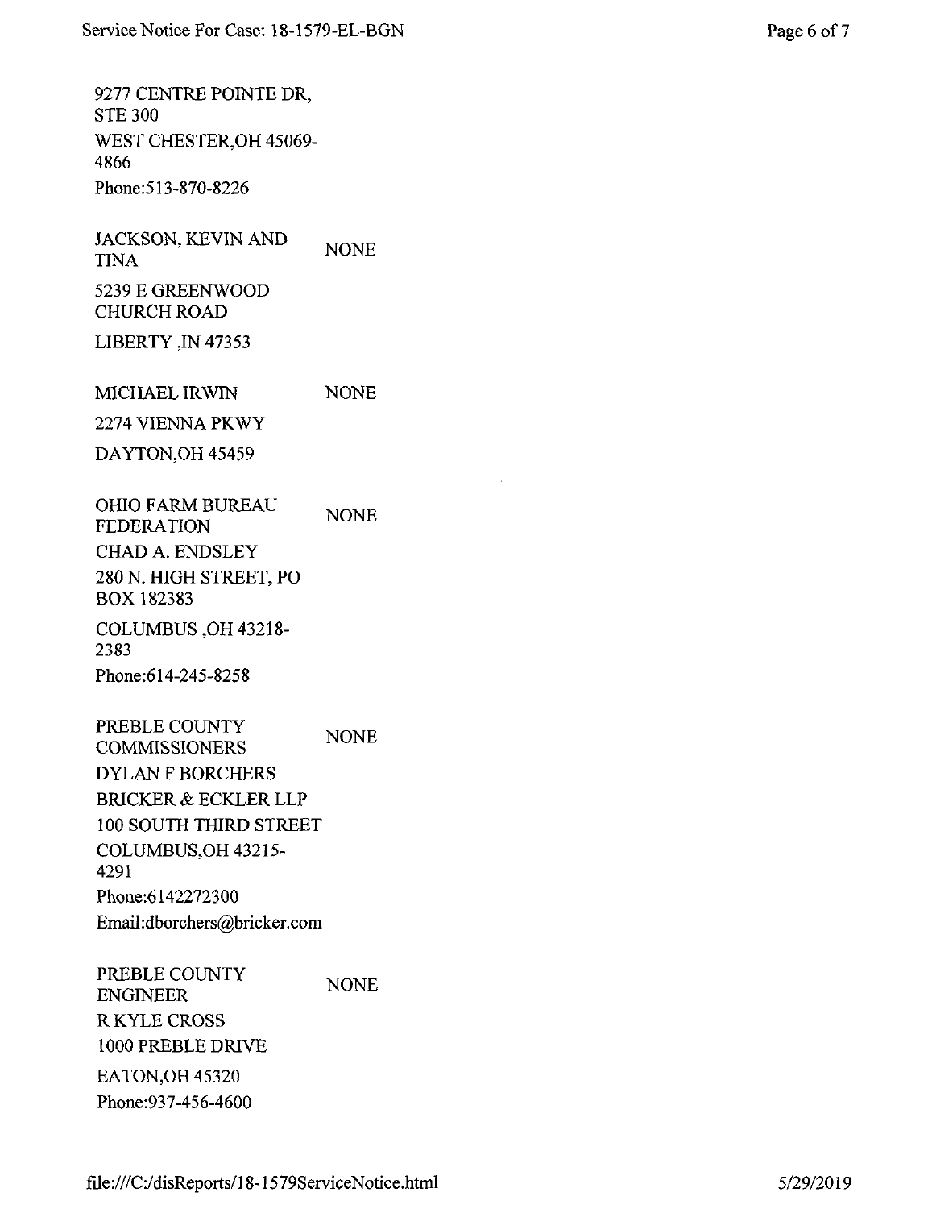9277 CENTRE POINTE DR, STE 300
WEST CHESTER,OH 45069-4866
Phone:513-870-8226

JACKSON, KEVIN AND TINA — NONE
5239 E GREENWOOD CHURCH ROAD
LIBERTY ,IN 47353

MICHAEL IRWIN — NONE
2274 VIENNA PKWY
DAYTON,OH 45459

OHIO FARM BUREAU FEDERATION — NONE
CHAD A. ENDSLEY
280 N. HIGH STREET, PO BOX 182383
COLUMBUS ,OH 43218-2383
Phone:614-245-8258

PREBLE COUNTY COMMISSIONERS — NONE
DYLAN F BORCHERS
BRICKER & ECKLER LLP
100 SOUTH THIRD STREET
COLUMBUS,OH 43215-4291
Phone:6142272300
Email:dborchers@bricker.com

PREBLE COUNTY ENGINEER — NONE
R KYLE CROSS
1000 PREBLE DRIVE
EATON,OH 45320
Phone:937-456-4600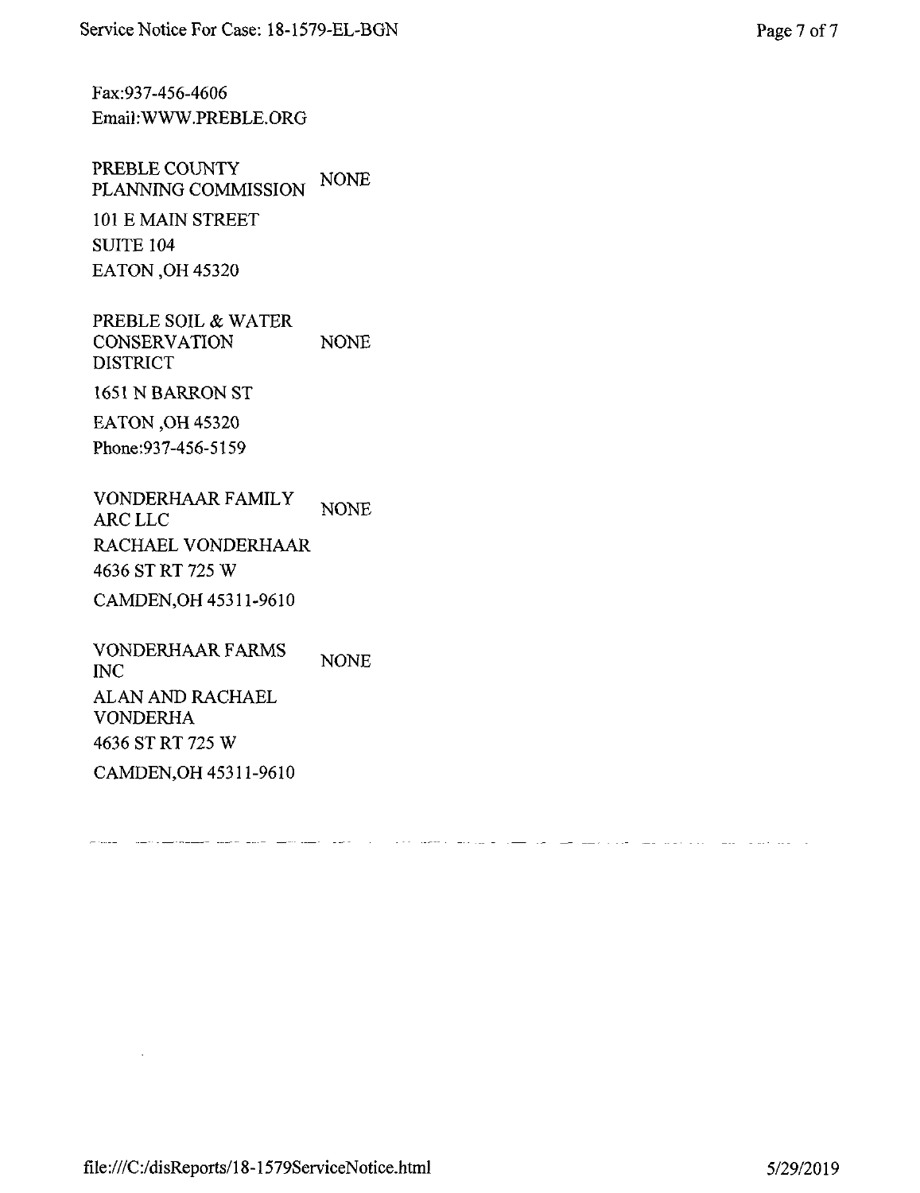Fax:937-456-4606
Email:WWW.PREBLE.ORG

PREBLE COUNTY PLANNING COMMISSION NONE
101 E MAIN STREET
SUITE 104
EATON ,OH 45320

PREBLE SOIL & WATER CONSERVATION DISTRICT NONE
1651 N BARRON ST
EATON ,OH 45320
Phone:937-456-5159

VONDERHAAR FAMILY ARC LLC NONE
RACHAEL VONDERHAAR
4636 ST RT 725 W
CAMDEN,OH 45311-9610

VONDERHAAR FARMS INC NONE
ALAN AND RACHAEL VONDERHA
4636 ST RT 725 W
CAMDEN,OH 45311-9610